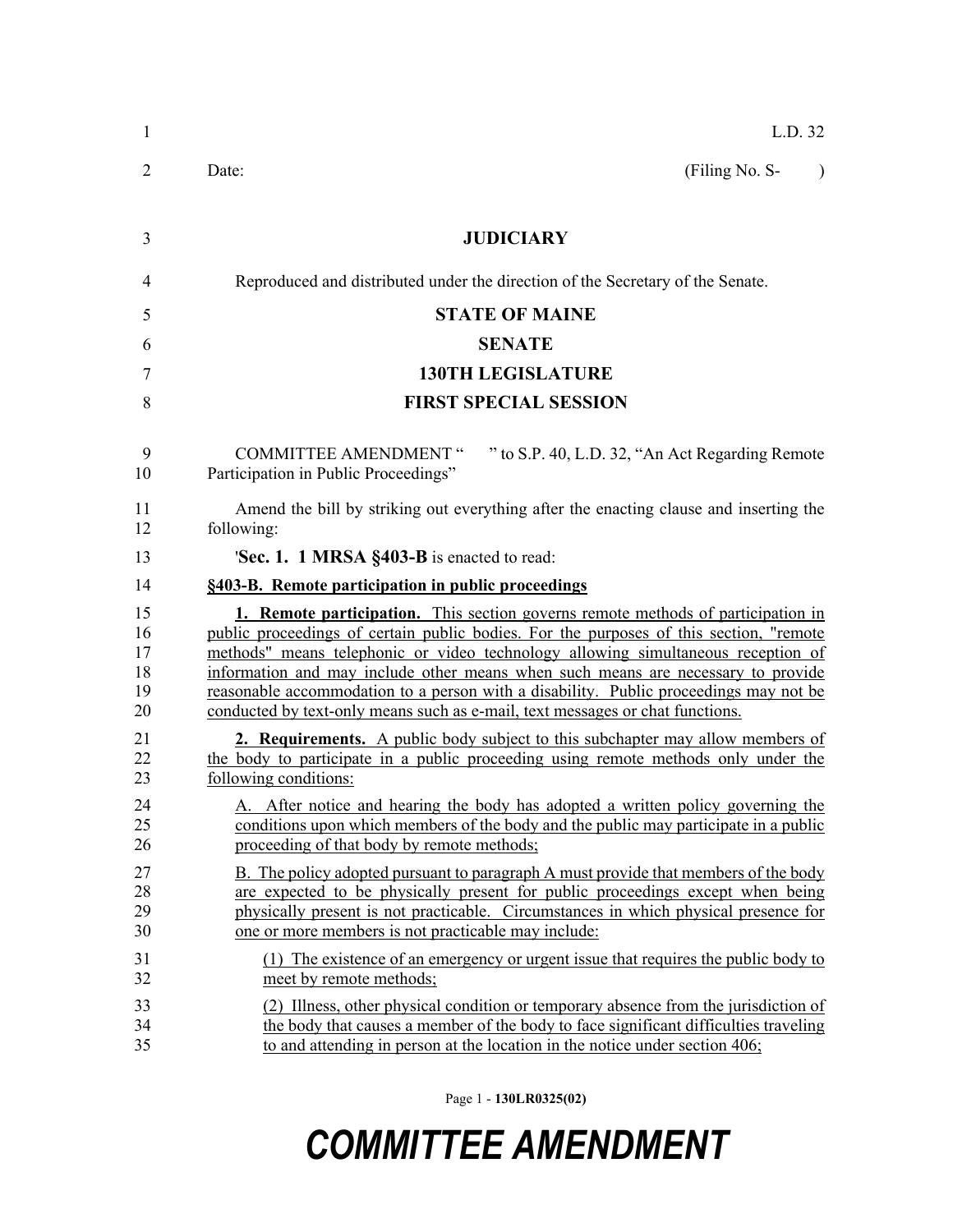L.D. 32

Date: (Filing No. S- )

**JUDICIARY**

Reproduced and distributed under the direction of the Secretary of the Senate.

**STATE OF MAINE**

**SENATE**

**130TH LEGISLATURE**

**FIRST SPECIAL SESSION**

COMMITTEE AMENDMENT " " to S.P. 40, L.D. 32, "An Act Regarding Remote Participation in Public Proceedings"

Amend the bill by striking out everything after the enacting clause and inserting the following:

'**Sec. 1. 1 MRSA §403-B** is enacted to read:

**§403-B. Remote participation in public proceedings**

**1. Remote participation.** This section governs remote methods of participation in public proceedings of certain public bodies. For the purposes of this section, "remote methods" means telephonic or video technology allowing simultaneous reception of information and may include other means when such means are necessary to provide reasonable accommodation to a person with a disability. Public proceedings may not be conducted by text-only means such as e-mail, text messages or chat functions.

**2. Requirements.** A public body subject to this subchapter may allow members of the body to participate in a public proceeding using remote methods only under the following conditions:

A. After notice and hearing the body has adopted a written policy governing the conditions upon which members of the body and the public may participate in a public proceeding of that body by remote methods;

B. The policy adopted pursuant to paragraph A must provide that members of the body are expected to be physically present for public proceedings except when being physically present is not practicable. Circumstances in which physical presence for one or more members is not practicable may include:

(1) The existence of an emergency or urgent issue that requires the public body to meet by remote methods;

(2) Illness, other physical condition or temporary absence from the jurisdiction of the body that causes a member of the body to face significant difficulties traveling to and attending in person at the location in the notice under section 406;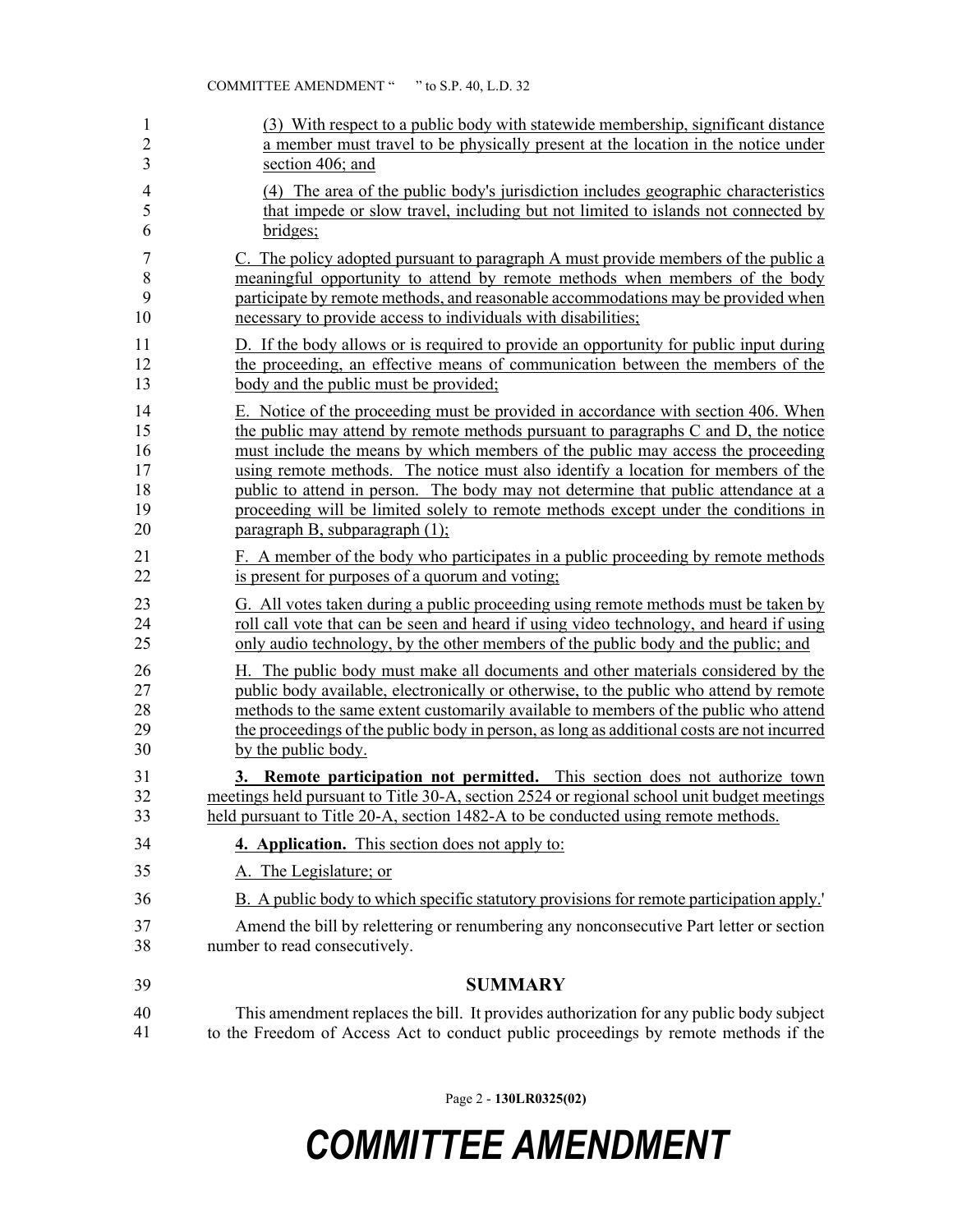(3) With respect to a public body with statewide membership, significant distance a member must travel to be physically present at the location in the notice under section 406; and

(4) The area of the public body's jurisdiction includes geographic characteristics that impede or slow travel, including but not limited to islands not connected by bridges;

C. The policy adopted pursuant to paragraph A must provide members of the public a meaningful opportunity to attend by remote methods when members of the body participate by remote methods, and reasonable accommodations may be provided when necessary to provide access to individuals with disabilities;

D. If the body allows or is required to provide an opportunity for public input during the proceeding, an effective means of communication between the members of the body and the public must be provided;

E. Notice of the proceeding must be provided in accordance with section 406. When the public may attend by remote methods pursuant to paragraphs C and D, the notice must include the means by which members of the public may access the proceeding using remote methods. The notice must also identify a location for members of the public to attend in person. The body may not determine that public attendance at a proceeding will be limited solely to remote methods except under the conditions in paragraph B, subparagraph (1);

F. A member of the body who participates in a public proceeding by remote methods is present for purposes of a quorum and voting;

G. All votes taken during a public proceeding using remote methods must be taken by roll call vote that can be seen and heard if using video technology, and heard if using only audio technology, by the other members of the public body and the public; and

H. The public body must make all documents and other materials considered by the public body available, electronically or otherwise, to the public who attend by remote methods to the same extent customarily available to members of the public who attend the proceedings of the public body in person, as long as additional costs are not incurred by the public body.

**3. Remote participation not permitted.** This section does not authorize town meetings held pursuant to Title 30-A, section 2524 or regional school unit budget meetings held pursuant to Title 20-A, section 1482-A to be conducted using remote methods.

**4. Application.** This section does not apply to:

A. The Legislature; or

B. A public body to which specific statutory provisions for remote participation apply.'

Amend the bill by relettering or renumbering any nonconsecutive Part letter or section number to read consecutively.

## SUMMARY

This amendment replaces the bill. It provides authorization for any public body subject to the Freedom of Access Act to conduct public proceedings by remote methods if the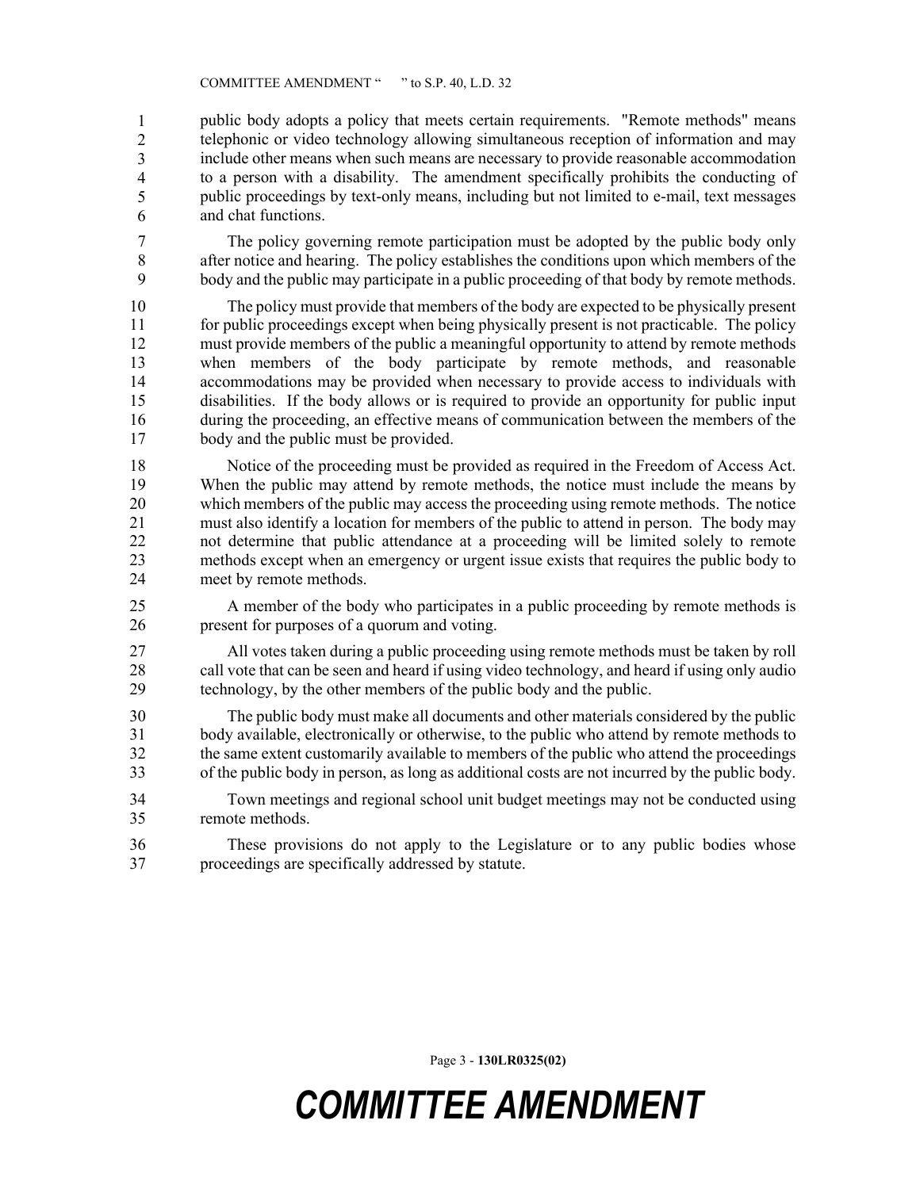public body adopts a policy that meets certain requirements. "Remote methods" means telephonic or video technology allowing simultaneous reception of information and may include other means when such means are necessary to provide reasonable accommodation to a person with a disability. The amendment specifically prohibits the conducting of public proceedings by text-only means, including but not limited to e-mail, text messages and chat functions.

The policy governing remote participation must be adopted by the public body only after notice and hearing. The policy establishes the conditions upon which members of the body and the public may participate in a public proceeding of that body by remote methods.

The policy must provide that members of the body are expected to be physically present for public proceedings except when being physically present is not practicable. The policy must provide members of the public a meaningful opportunity to attend by remote methods when members of the body participate by remote methods, and reasonable accommodations may be provided when necessary to provide access to individuals with disabilities. If the body allows or is required to provide an opportunity for public input during the proceeding, an effective means of communication between the members of the body and the public must be provided.

Notice of the proceeding must be provided as required in the Freedom of Access Act. When the public may attend by remote methods, the notice must include the means by which members of the public may access the proceeding using remote methods. The notice must also identify a location for members of the public to attend in person. The body may not determine that public attendance at a proceeding will be limited solely to remote methods except when an emergency or urgent issue exists that requires the public body to meet by remote methods.

A member of the body who participates in a public proceeding by remote methods is present for purposes of a quorum and voting.

All votes taken during a public proceeding using remote methods must be taken by roll call vote that can be seen and heard if using video technology, and heard if using only audio technology, by the other members of the public body and the public.

The public body must make all documents and other materials considered by the public body available, electronically or otherwise, to the public who attend by remote methods to the same extent customarily available to members of the public who attend the proceedings of the public body in person, as long as additional costs are not incurred by the public body.

Town meetings and regional school unit budget meetings may not be conducted using remote methods.

These provisions do not apply to the Legislature or to any public bodies whose proceedings are specifically addressed by statute.